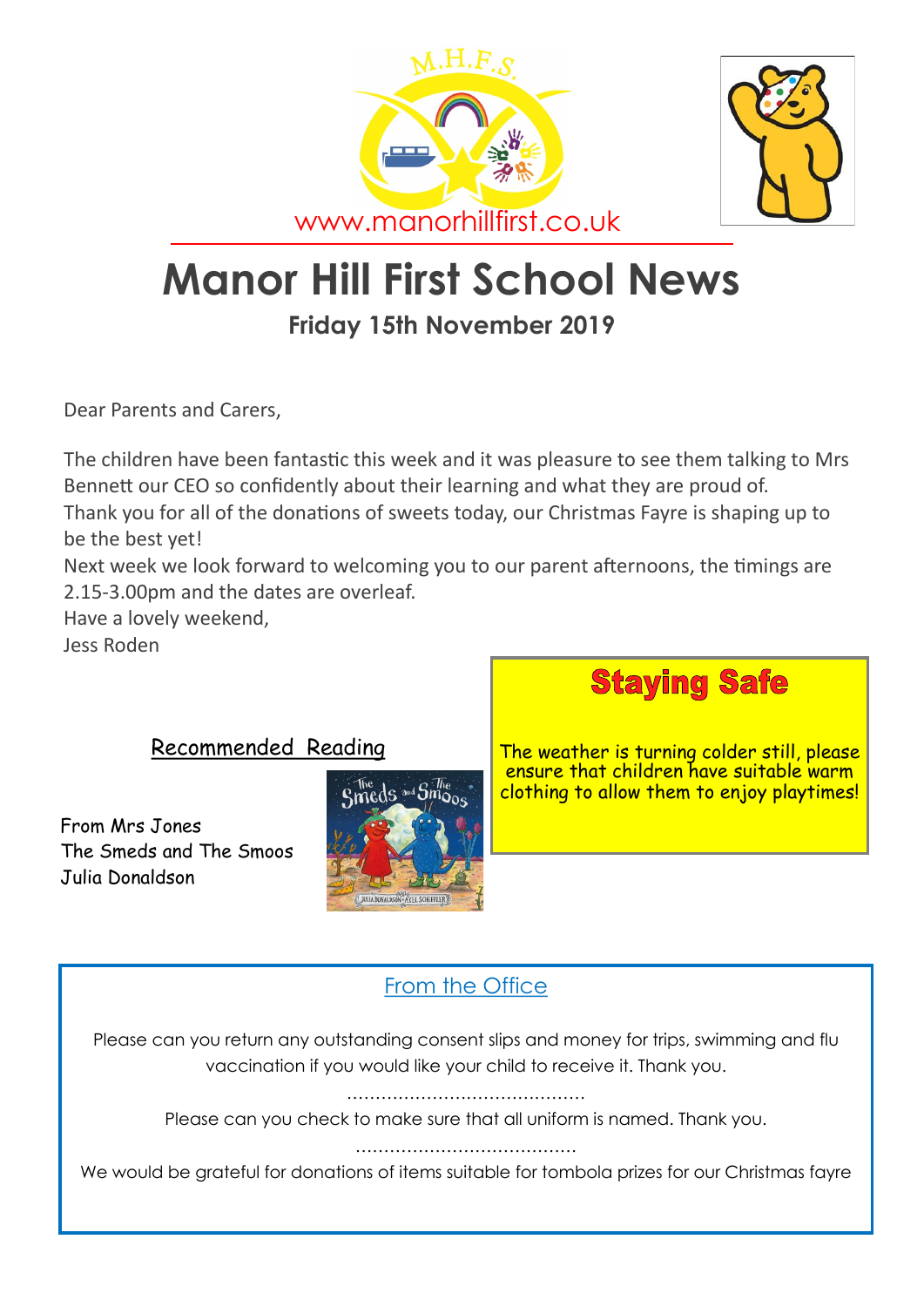www.manorhillfirst.co.uk

# Manor Hill First School News

**Friday 15th November 2019**

Dear Parents and Carers,

The children have been fantastic this week and it was pleasure to see them talking to Mrs Bennett our CEO so confidently about their learning and what they are proud of.
Thank you for all of the donations of sweets today, our Christmas Fayre is shaping up to be the best yet!
Next week we look forward to welcoming you to our parent afternoons, the timings are 2.15-3.00pm and the dates are overleaf.
Have a lovely weekend,
Jess Roden

## Staying Safe

The weather is turning colder still, please ensure that children have suitable warm clothing to allow them to enjoy playtimes!

## Recommended Reading

From Mrs Jones
The Smeds and The Smoos
Julia Donaldson

## From the Office

Please can you return any outstanding consent slips and money for trips, swimming and flu vaccination if you would like your child to receive it. Thank you.

……………………………………

Please can you check to make sure that all uniform is named. Thank you.

……………………………………

We would be grateful for donations of items suitable for tombola prizes for our Christmas fayre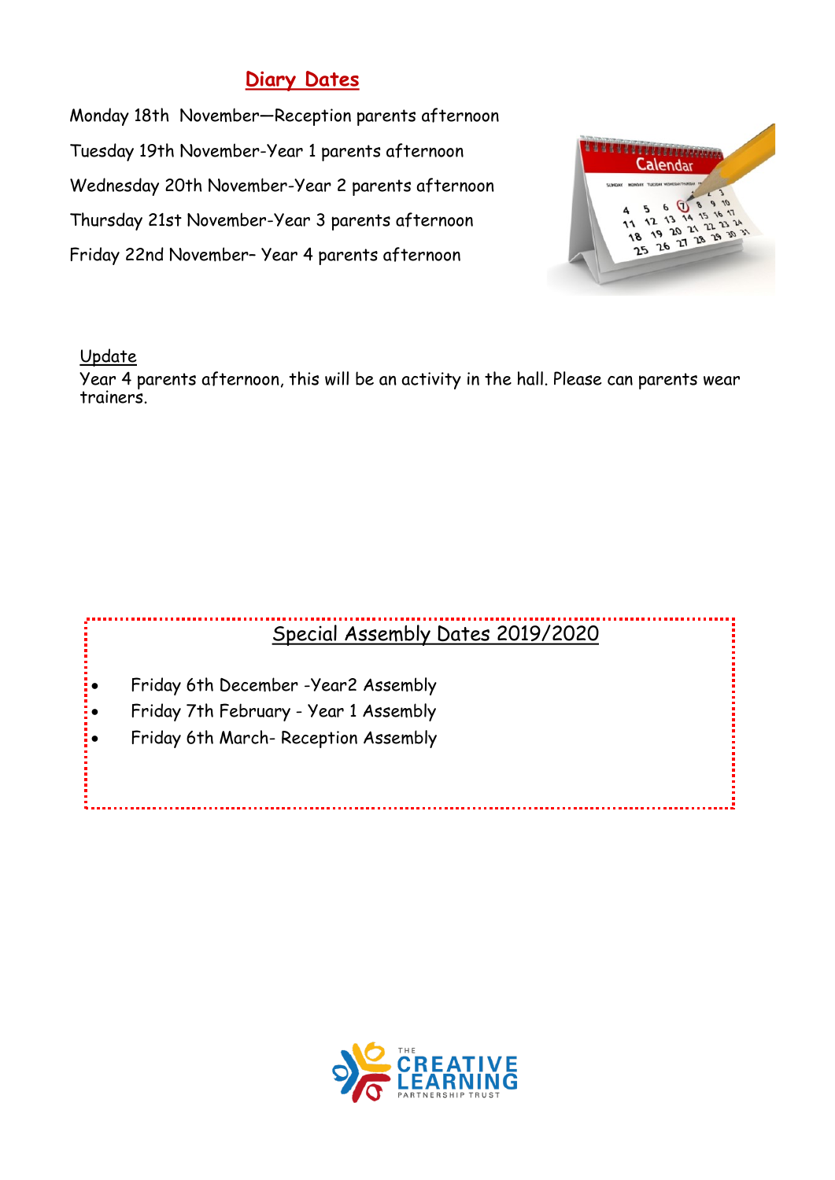## Diary Dates

Monday 18th November—Reception parents afternoon

Tuesday 19th November-Year 1 parents afternoon

Wednesday 20th November-Year 2 parents afternoon

Thursday 21st November-Year 3 parents afternoon

Friday 22nd November– Year 4 parents afternoon

Update

Year 4 parents afternoon, this will be an activity in the hall. Please can parents wear trainers.

### Special Assembly Dates 2019/2020

- Friday 6th December -Year2 Assembly
- Friday 7th February - Year 1 Assembly
- Friday 6th March- Reception Assembly